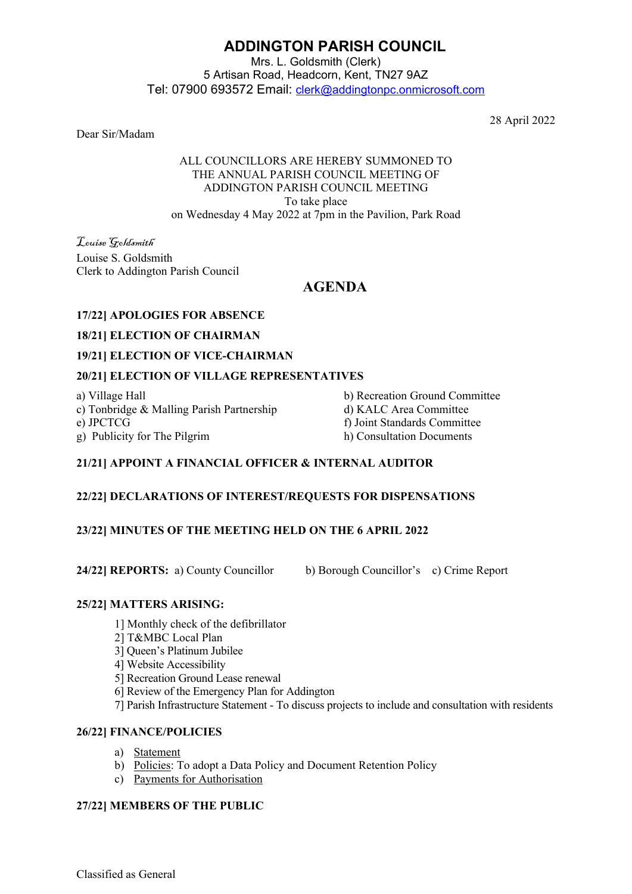# ADDINGTON PARISH COUNCIL

Mrs. L. Goldsmith (Clerk)
5 Artisan Road, Headcorn, Kent, TN27 9AZ
Tel: 07900 693572 Email: clerk@addingtonpc.onmicrosoft.com

28 April 2022

Dear Sir/Madam

ALL COUNCILLORS ARE HEREBY SUMMONED TO
THE ANNUAL PARISH COUNCIL MEETING OF
ADDINGTON PARISH COUNCIL MEETING
To take place
on Wednesday 4 May 2022 at 7pm in the Pavilion, Park Road

*Louise Goldsmith*

Louise S. Goldsmith
Clerk to Addington Parish Council

## AGENDA

**17/22] APOLOGIES FOR ABSENCE**

**18/21] ELECTION OF CHAIRMAN**

**19/21] ELECTION OF VICE-CHAIRMAN**

**20/21] ELECTION OF VILLAGE REPRESENTATIVES**

a) Village Hall
b) Recreation Ground Committee
c) Tonbridge & Malling Parish Partnership
d) KALC Area Committee
e) JPCTCG
f) Joint Standards Committee
g) Publicity for The Pilgrim
h) Consultation Documents

**21/21] APPOINT A FINANCIAL OFFICER & INTERNAL AUDITOR**

**22/22] DECLARATIONS OF INTEREST/REQUESTS FOR DISPENSATIONS**

**23/22] MINUTES OF THE MEETING HELD ON THE 6 APRIL 2022**

**24/22] REPORTS:** a) County Councillor b) Borough Councillor's c) Crime Report

**25/22] MATTERS ARISING:**

1] Monthly check of the defibrillator
2] T&MBC Local Plan
3] Queen's Platinum Jubilee
4] Website Accessibility
5] Recreation Ground Lease renewal
6] Review of the Emergency Plan for Addington
7] Parish Infrastructure Statement - To discuss projects to include and consultation with residents

**26/22] FINANCE/POLICIES**

a) Statement
b) Policies: To adopt a Data Policy and Document Retention Policy
c) Payments for Authorisation

**27/22] MEMBERS OF THE PUBLIC**

Classified as General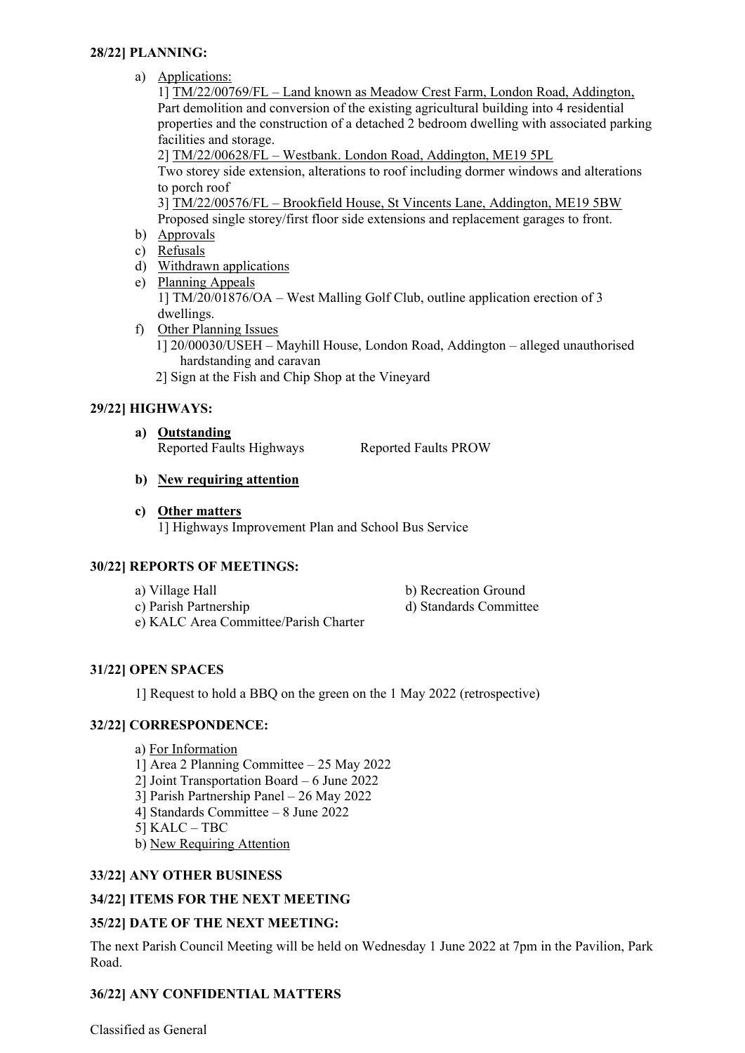**28/22] PLANNING:**

a) Applications:
   1] TM/22/00769/FL – Land known as Meadow Crest Farm, London Road, Addington, Part demolition and conversion of the existing agricultural building into 4 residential properties and the construction of a detached 2 bedroom dwelling with associated parking facilities and storage.
   2] TM/22/00628/FL – Westbank. London Road, Addington, ME19 5PL
   Two storey side extension, alterations to roof including dormer windows and alterations to porch roof
   3] TM/22/00576/FL – Brookfield House, St Vincents Lane, Addington, ME19 5BW
   Proposed single storey/first floor side extensions and replacement garages to front.
b) Approvals
c) Refusals
d) Withdrawn applications
e) Planning Appeals
   1] TM/20/01876/OA – West Malling Golf Club, outline application erection of 3 dwellings.
f) Other Planning Issues
   1] 20/00030/USEH – Mayhill House, London Road, Addington – alleged unauthorised hardstanding and caravan
   2] Sign at the Fish and Chip Shop at the Vineyard

**29/22] HIGHWAYS:**

a) **Outstanding**
   Reported Faults Highways        Reported Faults PROW

b) **New requiring attention**

c) **Other matters**
   1] Highways Improvement Plan and School Bus Service

**30/22] REPORTS OF MEETINGS:**

a) Village Hall
b) Recreation Ground
c) Parish Partnership
d) Standards Committee
e) KALC Area Committee/Parish Charter

**31/22] OPEN SPACES**

1] Request to hold a BBQ on the green on the 1 May 2022 (retrospective)

**32/22] CORRESPONDENCE:**

a) For Information
1] Area 2 Planning Committee – 25 May 2022
2] Joint Transportation Board – 6 June 2022
3] Parish Partnership Panel – 26 May 2022
4] Standards Committee – 8 June 2022
5] KALC – TBC
b) New Requiring Attention

**33/22] ANY OTHER BUSINESS**

**34/22] ITEMS FOR THE NEXT MEETING**

**35/22] DATE OF THE NEXT MEETING:**

The next Parish Council Meeting will be held on Wednesday 1 June 2022 at 7pm in the Pavilion, Park Road.

**36/22] ANY CONFIDENTIAL MATTERS**